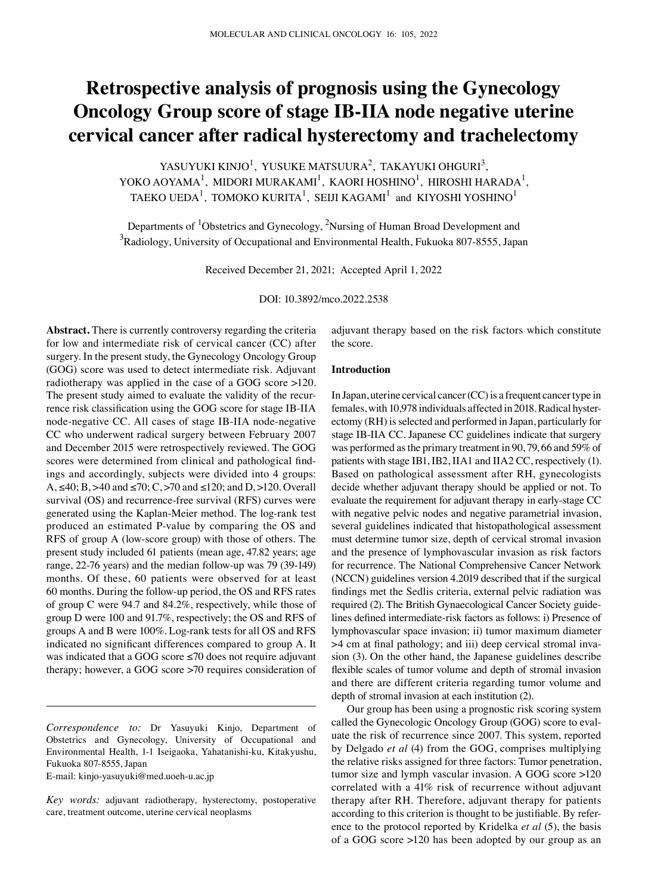# Retrospective analysis of prognosis using the Gynecology Oncology Group score of stage IB-IIA node negative uterine cervical cancer after radical hysterectomy and trachelectomy

YASUYUKI KINJO[1], YUSUKE MATSUURA[2], TAKAYUKI OHGURI[3], YOKO AOYAMA[1], MIDORI MURAKAMI[1], KAORI HOSHINO[1], HIROSHI HARADA[1], TAEKO UEDA[1], TOMOKO KURITA[1], SEIJI KAGAMI[1] and KIYOSHI YOSHINO[1]

Departments of [1]Obstetrics and Gynecology, [2]Nursing of Human Broad Development and [3]Radiology, University of Occupational and Environmental Health, Fukuoka 807-8555, Japan

Received December 21, 2021; Accepted April 1, 2022

DOI: 10.3892/mco.2022.2538

**Abstract.** There is currently controversy regarding the criteria for low and intermediate risk of cervical cancer (CC) after surgery. In the present study, the Gynecology Oncology Group (GOG) score was used to detect intermediate risk. Adjuvant radiotherapy was applied in the case of a GOG score >120. The present study aimed to evaluate the validity of the recurrence risk classification using the GOG score for stage IB-IIA node-negative CC. All cases of stage IB-IIA node-negative CC who underwent radical surgery between February 2007 and December 2015 were retrospectively reviewed. The GOG scores were determined from clinical and pathological findings and accordingly, subjects were divided into 4 groups: A, ≤40; B, >40 and ≤70; C, >70 and ≤120; and D, >120. Overall survival (OS) and recurrence-free survival (RFS) curves were generated using the Kaplan-Meier method. The log-rank test produced an estimated P-value by comparing the OS and RFS of group A (low-score group) with those of others. The present study included 61 patients (mean age, 47.82 years; age range, 22-76 years) and the median follow-up was 79 (39-149) months. Of these, 60 patients were observed for at least 60 months. During the follow-up period, the OS and RFS rates of group C were 94.7 and 84.2%, respectively, while those of group D were 100 and 91.7%, respectively; the OS and RFS of groups A and B were 100%. Log-rank tests for all OS and RFS indicated no significant differences compared to group A. It was indicated that a GOG score ≤70 does not require adjuvant therapy; however, a GOG score >70 requires consideration of adjuvant therapy based on the risk factors which constitute the score.

*Correspondence to:* Dr Yasuyuki Kinjo, Department of Obstetrics and Gynecology, University of Occupational and Environmental Health, 1-1 Iseigaoka, Yahatanishi-ku, Kitakyushu, Fukuoka 807-8555, Japan
E-mail: kinjo-yasuyuki@med.uoeh-u.ac.jp

*Key words:* adjuvant radiotherapy, hysterectomy, postoperative care, treatment outcome, uterine cervical neoplasms

## Introduction

In Japan, uterine cervical cancer (CC) is a frequent cancer type in females, with 10,978 individuals affected in 2018. Radical hysterectomy (RH) is selected and performed in Japan, particularly for stage IB-IIA CC. Japanese CC guidelines indicate that surgery was performed as the primary treatment in 90, 79, 66 and 59% of patients with stage IB1, IB2, IIA1 and IIA2 CC, respectively (1). Based on pathological assessment after RH, gynecologists decide whether adjuvant therapy should be applied or not. To evaluate the requirement for adjuvant therapy in early-stage CC with negative pelvic nodes and negative parametrial invasion, several guidelines indicated that histopathological assessment must determine tumor size, depth of cervical stromal invasion and the presence of lymphovascular invasion as risk factors for recurrence. The National Comprehensive Cancer Network (NCCN) guidelines version 4.2019 described that if the surgical findings met the Sedlis criteria, external pelvic radiation was required (2). The British Gynaecological Cancer Society guidelines defined intermediate-risk factors as follows: i) Presence of lymphovascular space invasion; ii) tumor maximum diameter >4 cm at final pathology; and iii) deep cervical stromal invasion (3). On the other hand, the Japanese guidelines describe flexible scales of tumor volume and depth of stromal invasion and there are different criteria regarding tumor volume and depth of stromal invasion at each institution (2).

Our group has been using a prognostic risk scoring system called the Gynecologic Oncology Group (GOG) score to evaluate the risk of recurrence since 2007. This system, reported by Delgado *et al* (4) from the GOG, comprises multiplying the relative risks assigned for three factors: Tumor penetration, tumor size and lymph vascular invasion. A GOG score >120 correlated with a 41% risk of recurrence without adjuvant therapy after RH. Therefore, adjuvant therapy for patients according to this criterion is thought to be justifiable. By reference to the protocol reported by Kridelka *et al* (5), the basis of a GOG score >120 has been adopted by our group as an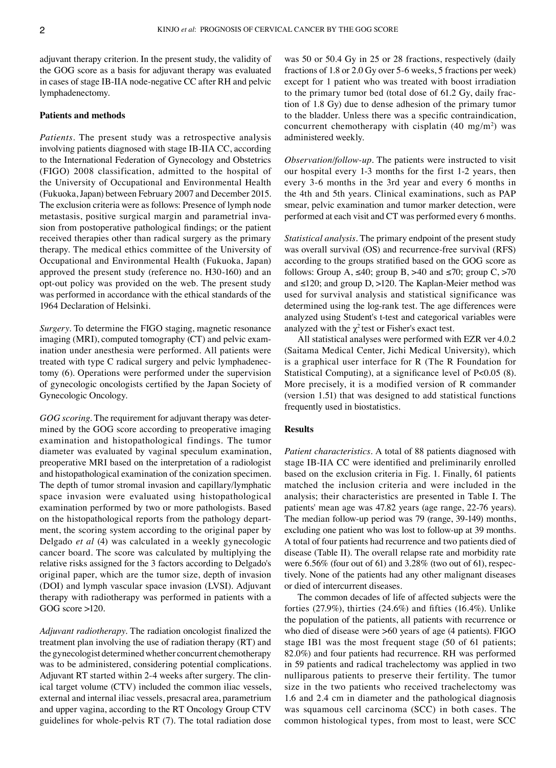adjuvant therapy criterion. In the present study, the validity of the GOG score as a basis for adjuvant therapy was evaluated in cases of stage IB-IIA node-negative CC after RH and pelvic lymphadenectomy.

## Patients and methods

*Patients.* The present study was a retrospective analysis involving patients diagnosed with stage IB-IIA CC, according to the International Federation of Gynecology and Obstetrics (FIGO) 2008 classification, admitted to the hospital of the University of Occupational and Environmental Health (Fukuoka, Japan) between February 2007 and December 2015. The exclusion criteria were as follows: Presence of lymph node metastasis, positive surgical margin and parametrial invasion from postoperative pathological findings; or the patient received therapies other than radical surgery as the primary therapy. The medical ethics committee of the University of Occupational and Environmental Health (Fukuoka, Japan) approved the present study (reference no. H30-160) and an opt-out policy was provided on the web. The present study was performed in accordance with the ethical standards of the 1964 Declaration of Helsinki.

*Surgery.* To determine the FIGO staging, magnetic resonance imaging (MRI), computed tomography (CT) and pelvic examination under anesthesia were performed. All patients were treated with type C radical surgery and pelvic lymphadenectomy (6). Operations were performed under the supervision of gynecologic oncologists certified by the Japan Society of Gynecologic Oncology.

*GOG scoring.* The requirement for adjuvant therapy was determined by the GOG score according to preoperative imaging examination and histopathological findings. The tumor diameter was evaluated by vaginal speculum examination, preoperative MRI based on the interpretation of a radiologist and histopathological examination of the conization specimen. The depth of tumor stromal invasion and capillary/lymphatic space invasion were evaluated using histopathological examination performed by two or more pathologists. Based on the histopathological reports from the pathology department, the scoring system according to the original paper by Delgado *et al* (4) was calculated in a weekly gynecologic cancer board. The score was calculated by multiplying the relative risks assigned for the 3 factors according to Delgado's original paper, which are the tumor size, depth of invasion (DOI) and lymph vascular space invasion (LVSI). Adjuvant therapy with radiotherapy was performed in patients with a GOG score >120.

*Adjuvant radiotherapy.* The radiation oncologist finalized the treatment plan involving the use of radiation therapy (RT) and the gynecologist determined whether concurrent chemotherapy was to be administered, considering potential complications. Adjuvant RT started within 2-4 weeks after surgery. The clinical target volume (CTV) included the common iliac vessels, external and internal iliac vessels, presacral area, parametrium and upper vagina, according to the RT Oncology Group CTV guidelines for whole-pelvis RT (7). The total radiation dose was 50 or 50.4 Gy in 25 or 28 fractions, respectively (daily fractions of 1.8 or 2.0 Gy over 5-6 weeks, 5 fractions per week) except for 1 patient who was treated with boost irradiation to the primary tumor bed (total dose of 61.2 Gy, daily fraction of 1.8 Gy) due to dense adhesion of the primary tumor to the bladder. Unless there was a specific contraindication, concurrent chemotherapy with cisplatin (40 mg/m$^2$) was administered weekly.

*Observation/follow-up.* The patients were instructed to visit our hospital every 1-3 months for the first 1-2 years, then every 3-6 months in the 3rd year and every 6 months in the 4th and 5th years. Clinical examinations, such as PAP smear, pelvic examination and tumor marker detection, were performed at each visit and CT was performed every 6 months.

*Statistical analysis.* The primary endpoint of the present study was overall survival (OS) and recurrence-free survival (RFS) according to the groups stratified based on the GOG score as follows: Group A, ≤40; group B, >40 and ≤70; group C, >70 and ≤120; and group D, >120. The Kaplan-Meier method was used for survival analysis and statistical significance was determined using the log-rank test. The age differences were analyzed using Student's t-test and categorical variables were analyzed with the $\chi^2$ test or Fisher's exact test.

All statistical analyses were performed with EZR ver 4.0.2 (Saitama Medical Center, Jichi Medical University), which is a graphical user interface for R (The R Foundation for Statistical Computing), at a significance level of $P<0.05$ (8). More precisely, it is a modified version of R commander (version 1.51) that was designed to add statistical functions frequently used in biostatistics.

## Results

*Patient characteristics.* A total of 88 patients diagnosed with stage IB-IIA CC were identified and preliminarily enrolled based on the exclusion criteria in Fig. 1. Finally, 61 patients matched the inclusion criteria and were included in the analysis; their characteristics are presented in Table I. The patients' mean age was 47.82 years (age range, 22-76 years). The median follow-up period was 79 (range, 39-149) months, excluding one patient who was lost to follow-up at 39 months. A total of four patients had recurrence and two patients died of disease (Table II). The overall relapse rate and morbidity rate were 6.56% (four out of 61) and 3.28% (two out of 61), respectively. None of the patients had any other malignant diseases or died of intercurrent diseases.

The common decades of life of affected subjects were the forties (27.9%), thirties (24.6%) and fifties (16.4%). Unlike the population of the patients, all patients with recurrence or who died of disease were >60 years of age (4 patients). FIGO stage IB1 was the most frequent stage (50 of 61 patients; 82.0%) and four patients had recurrence. RH was performed in 59 patients and radical trachelectomy was applied in two nulliparous patients to preserve their fertility. The tumor size in the two patients who received trachelectomy was 1.6 and 2.4 cm in diameter and the pathological diagnosis was squamous cell carcinoma (SCC) in both cases. The common histological types, from most to least, were SCC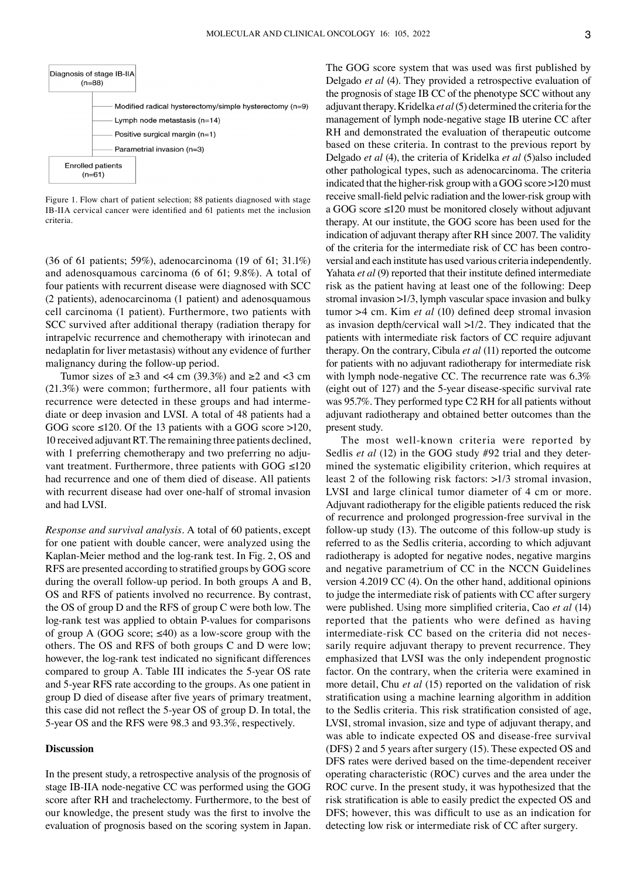Diagnosis of stage IB-IIA (n=88)

- Modified radical hysterectomy/simple hysterectomy (n=9)
- Lymph node metastasis (n=14)
- Positive surgical margin (n=1)
- Parametrial invasion (n=3)

Enrolled patients (n=61)

Figure 1. Flow chart of patient selection; 88 patients diagnosed with stage IB-IIA cervical cancer were identified and 61 patients met the inclusion criteria.

(36 of 61 patients; 59%), adenocarcinoma (19 of 61; 31.1%) and adenosquamous carcinoma (6 of 61; 9.8%). A total of four patients with recurrent disease were diagnosed with SCC (2 patients), adenocarcinoma (1 patient) and adenosquamous cell carcinoma (1 patient). Furthermore, two patients with SCC survived after additional therapy (radiation therapy for intrapelvic recurrence and chemotherapy with irinotecan and nedaplatin for liver metastasis) without any evidence of further malignancy during the follow-up period.

Tumor sizes of ≥3 and <4 cm (39.3%) and ≥2 and <3 cm (21.3%) were common; furthermore, all four patients with recurrence were detected in these groups and had intermediate or deep invasion and LVSI. A total of 48 patients had a GOG score ≤120. Of the 13 patients with a GOG score >120, 10 received adjuvant RT. The remaining three patients declined, with 1 preferring chemotherapy and two preferring no adjuvant treatment. Furthermore, three patients with GOG ≤120 had recurrence and one of them died of disease. All patients with recurrent disease had over one-half of stromal invasion and had LVSI.

*Response and survival analysis*. A total of 60 patients, except for one patient with double cancer, were analyzed using the Kaplan-Meier method and the log-rank test. In Fig. 2, OS and RFS are presented according to stratified groups by GOG score during the overall follow-up period. In both groups A and B, OS and RFS of patients involved no recurrence. By contrast, the OS of group D and the RFS of group C were both low. The log-rank test was applied to obtain P-values for comparisons of group A (GOG score; ≤40) as a low-score group with the others. The OS and RFS of both groups C and D were low; however, the log-rank test indicated no significant differences compared to group A. Table III indicates the 5-year OS rate and 5-year RFS rate according to the groups. As one patient in group D died of disease after five years of primary treatment, this case did not reflect the 5-year OS of group D. In total, the 5-year OS and the RFS were 98.3 and 93.3%, respectively.

## Discussion

In the present study, a retrospective analysis of the prognosis of stage IB-IIA node-negative CC was performed using the GOG score after RH and trachelectomy. Furthermore, to the best of our knowledge, the present study was the first to involve the evaluation of prognosis based on the scoring system in Japan. The GOG score system that was used was first published by Delgado *et al* (4). They provided a retrospective evaluation of the prognosis of stage IB CC of the phenotype SCC without any adjuvant therapy. Kridelka *et al* (5) determined the criteria for the management of lymph node-negative stage IB uterine CC after RH and demonstrated the evaluation of therapeutic outcome based on these criteria. In contrast to the previous report by Delgado *et al* (4), the criteria of Kridelka *et al* (5)also included other pathological types, such as adenocarcinoma. The criteria indicated that the higher-risk group with a GOG score >120 must receive small-field pelvic radiation and the lower-risk group with a GOG score ≤120 must be monitored closely without adjuvant therapy. At our institute, the GOG score has been used for the indication of adjuvant therapy after RH since 2007. The validity of the criteria for the intermediate risk of CC has been controversial and each institute has used various criteria independently. Yahata *et al* (9) reported that their institute defined intermediate risk as the patient having at least one of the following: Deep stromal invasion >1/3, lymph vascular space invasion and bulky tumor >4 cm. Kim *et al* (10) defined deep stromal invasion as invasion depth/cervical wall >1/2. They indicated that the patients with intermediate risk factors of CC require adjuvant therapy. On the contrary, Cibula *et al* (11) reported the outcome for patients with no adjuvant radiotherapy for intermediate risk with lymph node-negative CC. The recurrence rate was 6.3% (eight out of 127) and the 5-year disease-specific survival rate was 95.7%. They performed type C2 RH for all patients without adjuvant radiotherapy and obtained better outcomes than the present study.

The most well-known criteria were reported by Sedlis *et al* (12) in the GOG study #92 trial and they determined the systematic eligibility criterion, which requires at least 2 of the following risk factors: >1/3 stromal invasion, LVSI and large clinical tumor diameter of 4 cm or more. Adjuvant radiotherapy for the eligible patients reduced the risk of recurrence and prolonged progression-free survival in the follow-up study (13). The outcome of this follow-up study is referred to as the Sedlis criteria, according to which adjuvant radiotherapy is adopted for negative nodes, negative margins and negative parametrium of CC in the NCCN Guidelines version 4.2019 CC (4). On the other hand, additional opinions to judge the intermediate risk of patients with CC after surgery were published. Using more simplified criteria, Cao *et al* (14) reported that the patients who were defined as having intermediate-risk CC based on the criteria did not necessarily require adjuvant therapy to prevent recurrence. They emphasized that LVSI was the only independent prognostic factor. On the contrary, when the criteria were examined in more detail, Chu *et al* (15) reported on the validation of risk stratification using a machine learning algorithm in addition to the Sedlis criteria. This risk stratification consisted of age, LVSI, stromal invasion, size and type of adjuvant therapy, and was able to indicate expected OS and disease-free survival (DFS) 2 and 5 years after surgery (15). These expected OS and DFS rates were derived based on the time-dependent receiver operating characteristic (ROC) curves and the area under the ROC curve. In the present study, it was hypothesized that the risk stratification is able to easily predict the expected OS and DFS; however, this was difficult to use as an indication for detecting low risk or intermediate risk of CC after surgery.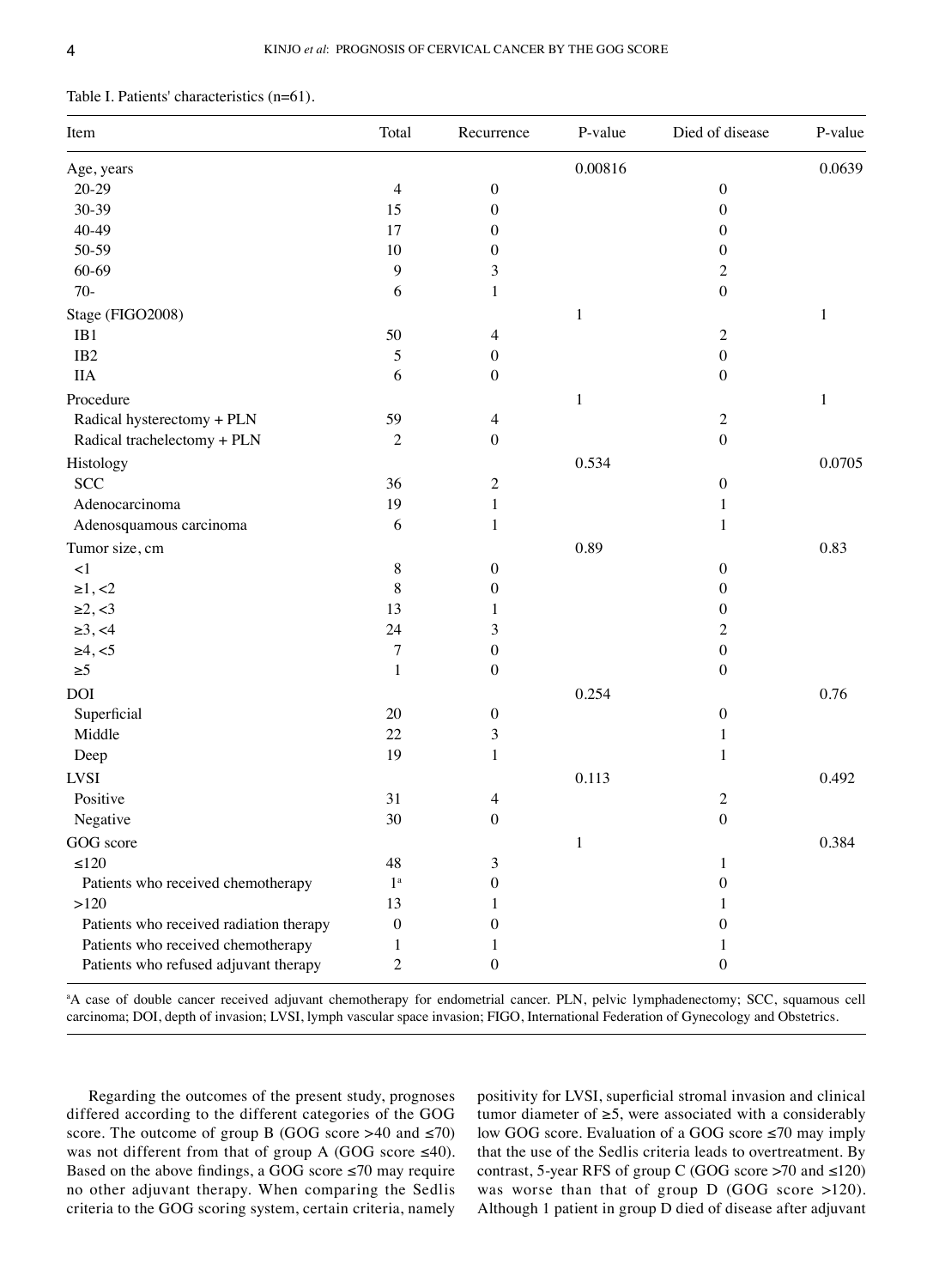Table I. Patients' characteristics (n=61).

| Item | Total | Recurrence | P-value | Died of disease | P-value |
|---|---|---|---|---|---|
| Age, years | | | 0.00816 | | 0.0639 |
| 20-29 | 4 | 0 | | 0 | |
| 30-39 | 15 | 0 | | 0 | |
| 40-49 | 17 | 0 | | 0 | |
| 50-59 | 10 | 0 | | 0 | |
| 60-69 | 9 | 3 | | 2 | |
| 70- | 6 | 1 | | 0 | |
| Stage (FIGO2008) | | | 1 | | 1 |
| IB1 | 50 | 4 | | 2 | |
| IB2 | 5 | 0 | | 0 | |
| IIA | 6 | 0 | | 0 | |
| Procedure | | | 1 | | 1 |
| Radical hysterectomy + PLN | 59 | 4 | | 2 | |
| Radical trachelectomy + PLN | 2 | 0 | | 0 | |
| Histology | | | 0.534 | | 0.0705 |
| SCC | 36 | 2 | | 0 | |
| Adenocarcinoma | 19 | 1 | | 1 | |
| Adenosquamous carcinoma | 6 | 1 | | 1 | |
| Tumor size, cm | | | 0.89 | | 0.83 |
| <1 | 8 | 0 | | 0 | |
| ≥1, <2 | 8 | 0 | | 0 | |
| ≥2, <3 | 13 | 1 | | 0 | |
| ≥3, <4 | 24 | 3 | | 2 | |
| ≥4, <5 | 7 | 0 | | 0 | |
| ≥5 | 1 | 0 | | 0 | |
| DOI | | | 0.254 | | 0.76 |
| Superficial | 20 | 0 | | 0 | |
| Middle | 22 | 3 | | 1 | |
| Deep | 19 | 1 | | 1 | |
| LVSI | | | 0.113 | | 0.492 |
| Positive | 31 | 4 | | 2 | |
| Negative | 30 | 0 | | 0 | |
| GOG score | | | 1 | | 0.384 |
| ≤120 | 48 | 3 | | 1 | |
| Patients who received chemotherapy | 1[a] | 0 | | 0 | |
| >120 | 13 | 1 | | 1 | |
| Patients who received radiation therapy | 0 | 0 | | 0 | |
| Patients who received chemotherapy | 1 | 1 | | 1 | |
| Patients who refused adjuvant therapy | 2 | 0 | | 0 | |

[a]A case of double cancer received adjuvant chemotherapy for endometrial cancer. PLN, pelvic lymphadenectomy; SCC, squamous cell carcinoma; DOI, depth of invasion; LVSI, lymph vascular space invasion; FIGO, International Federation of Gynecology and Obstetrics.

Regarding the outcomes of the present study, prognoses differed according to the different categories of the GOG score. The outcome of group B (GOG score >40 and ≤70) was not different from that of group A (GOG score ≤40). Based on the above findings, a GOG score ≤70 may require no other adjuvant therapy. When comparing the Sedlis criteria to the GOG scoring system, certain criteria, namely positivity for LVSI, superficial stromal invasion and clinical tumor diameter of ≥5, were associated with a considerably low GOG score. Evaluation of a GOG score ≤70 may imply that the use of the Sedlis criteria leads to overtreatment. By contrast, 5-year RFS of group C (GOG score >70 and ≤120) was worse than that of group D (GOG score >120). Although 1 patient in group D died of disease after adjuvant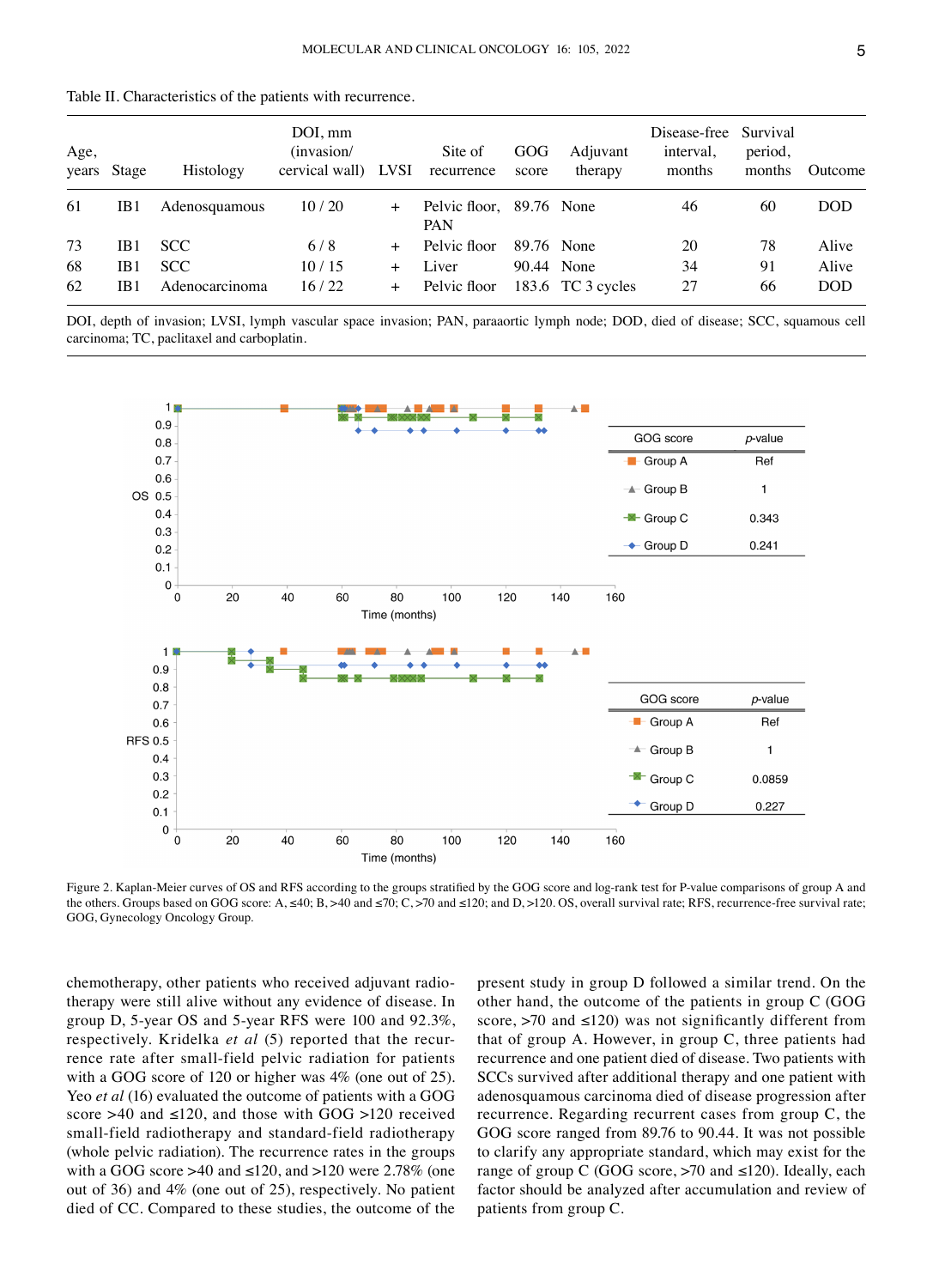Table II. Characteristics of the patients with recurrence.

| Age, years | Stage | Histology | DOI, mm (invasion/ cervical wall) | LVSI | Site of recurrence | GOG score | Adjuvant therapy | Disease-free interval, months | Survival period, months | Outcome |
|---|---|---|---|---|---|---|---|---|---|---|
| 61 | IB1 | Adenosquamous | 10 / 20 | + | Pelvic floor, PAN | 89.76 | None | 46 | 60 | DOD |
| 73 | IB1 | SCC | 6 / 8 | + | Pelvic floor | 89.76 | None | 20 | 78 | Alive |
| 68 | IB1 | SCC | 10 / 15 | + | Liver | 90.44 | None | 34 | 91 | Alive |
| 62 | IB1 | Adenocarcinoma | 16 / 22 | + | Pelvic floor | 183.6 | TC 3 cycles | 27 | 66 | DOD |

DOI, depth of invasion; LVSI, lymph vascular space invasion; PAN, paraaortic lymph node; DOD, died of disease; SCC, squamous cell carcinoma; TC, paclitaxel and carboplatin.

| GOG score | p-value |
|---|---|
| Group A | Ref |
| Group B | 1 |
| Group C | 0.343 |
| Group D | 0.241 |

| GOG score | p-value |
|---|---|
| Group A | Ref |
| Group B | 1 |
| Group C | 0.0859 |
| Group D | 0.227 |

Figure 2. Kaplan-Meier curves of OS and RFS according to the groups stratified by the GOG score and log-rank test for P-value comparisons of group A and the others. Groups based on GOG score: A, ≤40; B, >40 and ≤70; C, >70 and ≤120; and D, >120. OS, overall survival rate; RFS, recurrence-free survival rate; GOG, Gynecology Oncology Group.

chemotherapy, other patients who received adjuvant radiotherapy were still alive without any evidence of disease. In group D, 5-year OS and 5-year RFS were 100 and 92.3%, respectively. Kridelka *et al* (5) reported that the recurrence rate after small-field pelvic radiation for patients with a GOG score of 120 or higher was 4% (one out of 25). Yeo *et al* (16) evaluated the outcome of patients with a GOG score >40 and ≤120, and those with GOG >120 received small-field radiotherapy and standard-field radiotherapy (whole pelvic radiation). The recurrence rates in the groups with a GOG score >40 and ≤120, and >120 were 2.78% (one out of 36) and 4% (one out of 25), respectively. No patient died of CC. Compared to these studies, the outcome of the present study in group D followed a similar trend. On the other hand, the outcome of the patients in group C (GOG score, >70 and ≤120) was not significantly different from that of group A. However, in group C, three patients had recurrence and one patient died of disease. Two patients with SCCs survived after additional therapy and one patient with adenosquamous carcinoma died of disease progression after recurrence. Regarding recurrent cases from group C, the GOG score ranged from 89.76 to 90.44. It was not possible to clarify any appropriate standard, which may exist for the range of group C (GOG score, >70 and ≤120). Ideally, each factor should be analyzed after accumulation and review of patients from group C.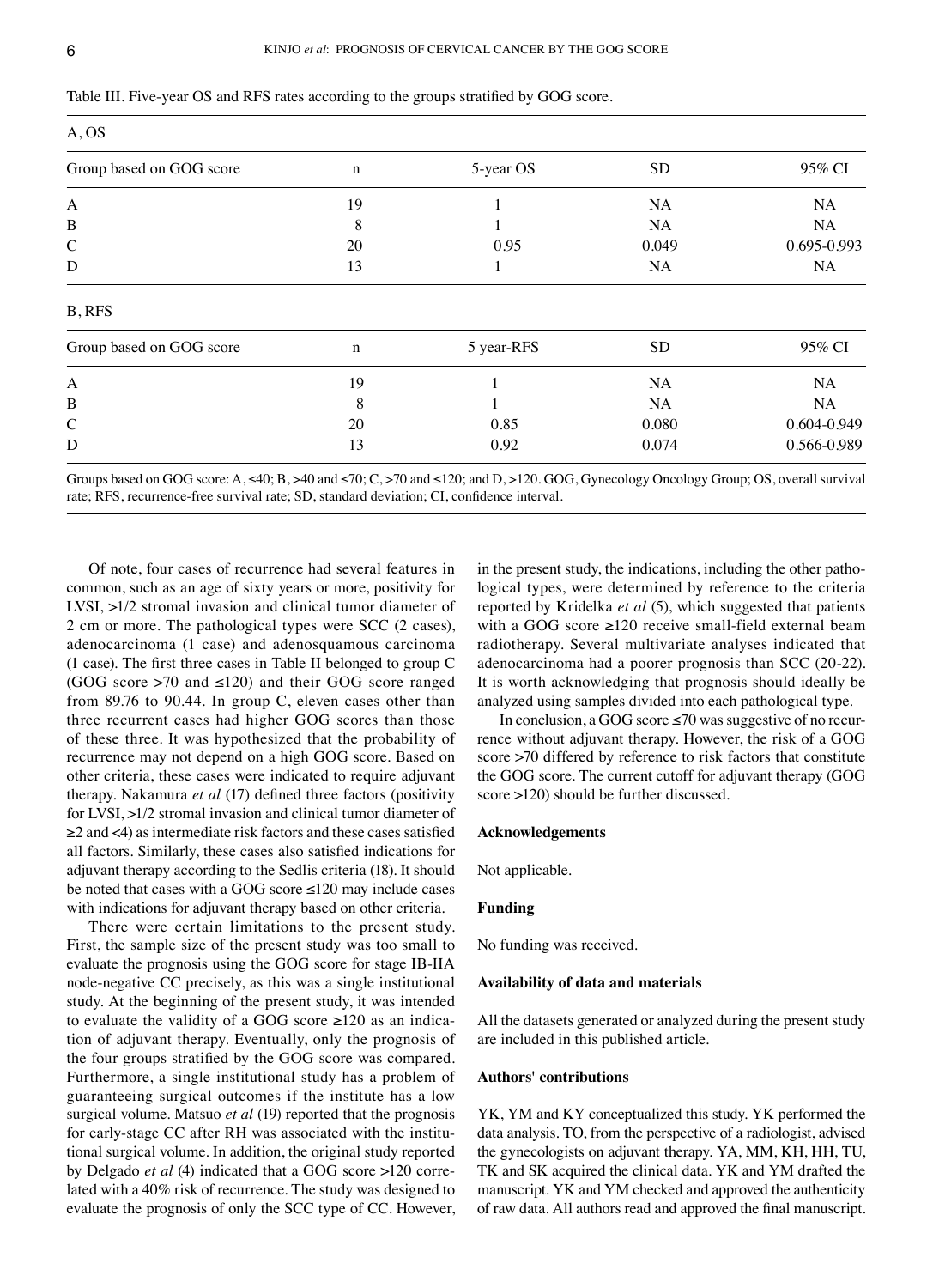Table III. Five-year OS and RFS rates according to the groups stratified by GOG score.

A, OS

| Group based on GOG score | n | 5-year OS | SD | 95% CI |
|---|---|---|---|---|
| A | 19 | 1 | NA | NA |
| B | 8 | 1 | NA | NA |
| C | 20 | 0.95 | 0.049 | 0.695-0.993 |
| D | 13 | 1 | NA | NA |

B, RFS

| Group based on GOG score | n | 5 year-RFS | SD | 95% CI |
|---|---|---|---|---|
| A | 19 | 1 | NA | NA |
| B | 8 | 1 | NA | NA |
| C | 20 | 0.85 | 0.080 | 0.604-0.949 |
| D | 13 | 0.92 | 0.074 | 0.566-0.989 |

Groups based on GOG score: A, ≤40; B, >40 and ≤70; C, >70 and ≤120; and D, >120. GOG, Gynecology Oncology Group; OS, overall survival rate; RFS, recurrence-free survival rate; SD, standard deviation; CI, confidence interval.

Of note, four cases of recurrence had several features in common, such as an age of sixty years or more, positivity for LVSI, >1/2 stromal invasion and clinical tumor diameter of 2 cm or more. The pathological types were SCC (2 cases), adenocarcinoma (1 case) and adenosquamous carcinoma (1 case). The first three cases in Table II belonged to group C (GOG score >70 and ≤120) and their GOG score ranged from 89.76 to 90.44. In group C, eleven cases other than three recurrent cases had higher GOG scores than those of these three. It was hypothesized that the probability of recurrence may not depend on a high GOG score. Based on other criteria, these cases were indicated to require adjuvant therapy. Nakamura *et al* (17) defined three factors (positivity for LVSI, >1/2 stromal invasion and clinical tumor diameter of ≥2 and <4) as intermediate risk factors and these cases satisfied all factors. Similarly, these cases also satisfied indications for adjuvant therapy according to the Sedlis criteria (18). It should be noted that cases with a GOG score ≤120 may include cases with indications for adjuvant therapy based on other criteria.

There were certain limitations to the present study. First, the sample size of the present study was too small to evaluate the prognosis using the GOG score for stage IB-IIA node-negative CC precisely, as this was a single institutional study. At the beginning of the present study, it was intended to evaluate the validity of a GOG score ≥120 as an indication of adjuvant therapy. Eventually, only the prognosis of the four groups stratified by the GOG score was compared. Furthermore, a single institutional study has a problem of guaranteeing surgical outcomes if the institute has a low surgical volume. Matsuo *et al* (19) reported that the prognosis for early-stage CC after RH was associated with the institutional surgical volume. In addition, the original study reported by Delgado *et al* (4) indicated that a GOG score >120 correlated with a 40% risk of recurrence. The study was designed to evaluate the prognosis of only the SCC type of CC. However, in the present study, the indications, including the other pathological types, were determined by reference to the criteria reported by Kridelka *et al* (5), which suggested that patients with a GOG score ≥120 receive small-field external beam radiotherapy. Several multivariate analyses indicated that adenocarcinoma had a poorer prognosis than SCC (20-22). It is worth acknowledging that prognosis should ideally be analyzed using samples divided into each pathological type.

In conclusion, a GOG score ≤70 was suggestive of no recurrence without adjuvant therapy. However, the risk of a GOG score >70 differed by reference to risk factors that constitute the GOG score. The current cutoff for adjuvant therapy (GOG score >120) should be further discussed.

## Acknowledgements

Not applicable.

## Funding

No funding was received.

## Availability of data and materials

All the datasets generated or analyzed during the present study are included in this published article.

## Authors' contributions

YK, YM and KY conceptualized this study. YK performed the data analysis. TO, from the perspective of a radiologist, advised the gynecologists on adjuvant therapy. YA, MM, KH, HH, TU, TK and SK acquired the clinical data. YK and YM drafted the manuscript. YK and YM checked and approved the authenticity of raw data. All authors read and approved the final manuscript.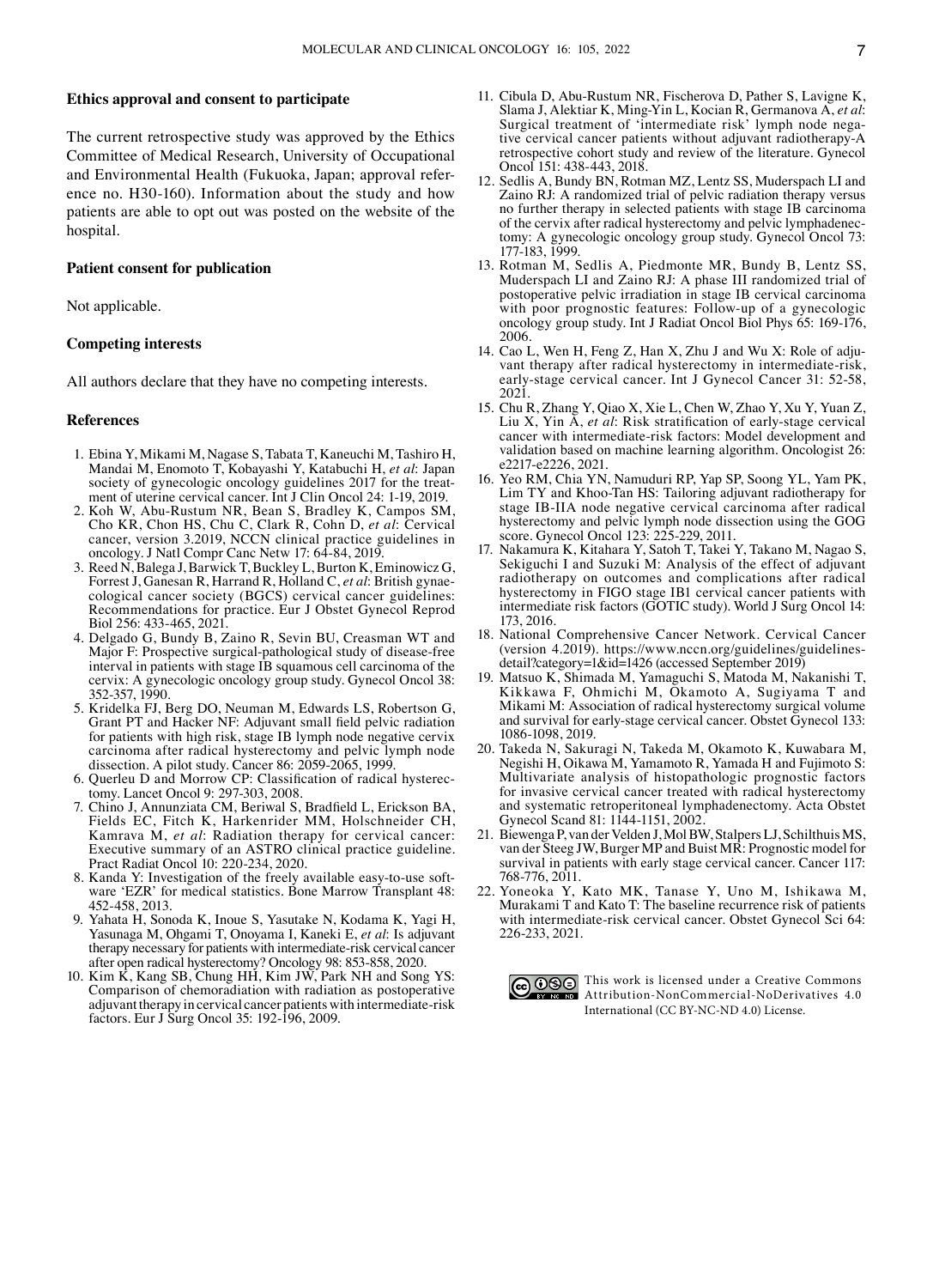## Ethics approval and consent to participate

The current retrospective study was approved by the Ethics Committee of Medical Research, University of Occupational and Environmental Health (Fukuoka, Japan; approval reference no. H30-160). Information about the study and how patients are able to opt out was posted on the website of the hospital.

## Patient consent for publication

Not applicable.

## Competing interests

All authors declare that they have no competing interests.

## References

1. Ebina Y, Mikami M, Nagase S, Tabata T, Kaneuchi M, Tashiro H, Mandai M, Enomoto T, Kobayashi Y, Katabuchi H, *et al*: Japan society of gynecologic oncology guidelines 2017 for the treatment of uterine cervical cancer. Int J Clin Oncol 24: 1-19, 2019.
2. Koh W, Abu-Rustum NR, Bean S, Bradley K, Campos SM, Cho KR, Chon HS, Chu C, Clark R, Cohn D, *et al*: Cervical cancer, version 3.2019, NCCN clinical practice guidelines in oncology. J Natl Compr Canc Netw 17: 64-84, 2019.
3. Reed N, Balega J, Barwick T, Buckley L, Burton K, Eminowicz G, Forrest J, Ganesan R, Harrand R, Holland C, *et al*: British gynaecological cancer society (BGCS) cervical cancer guidelines: Recommendations for practice. Eur J Obstet Gynecol Reprod Biol 256: 433-465, 2021.
4. Delgado G, Bundy B, Zaino R, Sevin BU, Creasman WT and Major F: Prospective surgical-pathological study of disease-free interval in patients with stage IB squamous cell carcinoma of the cervix: A gynecologic oncology group study. Gynecol Oncol 38: 352-357, 1990.
5. Kridelka FJ, Berg DO, Neuman M, Edwards LS, Robertson G, Grant PT and Hacker NF: Adjuvant small field pelvic radiation for patients with high risk, stage IB lymph node negative cervix carcinoma after radical hysterectomy and pelvic lymph node dissection. A pilot study. Cancer 86: 2059-2065, 1999.
6. Querleu D and Morrow CP: Classification of radical hysterectomy. Lancet Oncol 9: 297-303, 2008.
7. Chino J, Annunziata CM, Beriwal S, Bradfield L, Erickson BA, Fields EC, Fitch K, Harkenrider MM, Holschneider CH, Kamrava M, *et al*: Radiation therapy for cervical cancer: Executive summary of an ASTRO clinical practice guideline. Pract Radiat Oncol 10: 220-234, 2020.
8. Kanda Y: Investigation of the freely available easy-to-use software 'EZR' for medical statistics. Bone Marrow Transplant 48: 452-458, 2013.
9. Yahata H, Sonoda K, Inoue S, Yasutake N, Kodama K, Yagi H, Yasunaga M, Ohgami T, Onoyama I, Kaneki E, *et al*: Is adjuvant therapy necessary for patients with intermediate-risk cervical cancer after open radical hysterectomy? Oncology 98: 853-858, 2020.
10. Kim K, Kang SB, Chung HH, Kim JW, Park NH and Song YS: Comparison of chemoradiation with radiation as postoperative adjuvant therapy in cervical cancer patients with intermediate-risk factors. Eur J Surg Oncol 35: 192-196, 2009.
11. Cibula D, Abu-Rustum NR, Fischerova D, Pather S, Lavigne K, Slama J, Alektiar K, Ming-Yin L, Kocian R, Germanova A, *et al*: Surgical treatment of 'intermediate risk' lymph node negative cervical cancer patients without adjuvant radiotherapy-A retrospective cohort study and review of the literature. Gynecol Oncol 151: 438-443, 2018.
12. Sedlis A, Bundy BN, Rotman MZ, Lentz SS, Muderspach LI and Zaino RJ: A randomized trial of pelvic radiation therapy versus no further therapy in selected patients with stage IB carcinoma of the cervix after radical hysterectomy and pelvic lymphadenectomy: A gynecologic oncology group study. Gynecol Oncol 73: 177-183, 1999.
13. Rotman M, Sedlis A, Piedmonte MR, Bundy B, Lentz SS, Muderspach LI and Zaino RJ: A phase III randomized trial of postoperative pelvic irradiation in stage IB cervical carcinoma with poor prognostic features: Follow-up of a gynecologic oncology group study. Int J Radiat Oncol Biol Phys 65: 169-176, 2006.
14. Cao L, Wen H, Feng Z, Han X, Zhu J and Wu X: Role of adjuvant therapy after radical hysterectomy in intermediate-risk, early-stage cervical cancer. Int J Gynecol Cancer 31: 52-58, 2021.
15. Chu R, Zhang Y, Qiao X, Xie L, Chen W, Zhao Y, Xu Y, Yuan Z, Liu X, Yin A, *et al*: Risk stratification of early-stage cervical cancer with intermediate-risk factors: Model development and validation based on machine learning algorithm. Oncologist 26: e2217-e2226, 2021.
16. Yeo RM, Chia YN, Namuduri RP, Yap SP, Soong YL, Yam PK, Lim TY and Khoo-Tan HS: Tailoring adjuvant radiotherapy for stage IB-IIA node negative cervical carcinoma after radical hysterectomy and pelvic lymph node dissection using the GOG score. Gynecol Oncol 123: 225-229, 2011.
17. Nakamura K, Kitahara Y, Satoh T, Takei Y, Takano M, Nagao S, Sekiguchi I and Suzuki M: Analysis of the effect of adjuvant radiotherapy on outcomes and complications after radical hysterectomy in FIGO stage IB1 cervical cancer patients with intermediate risk factors (GOTIC study). World J Surg Oncol 14: 173, 2016.
18. National Comprehensive Cancer Network. Cervical Cancer (version 4.2019). https://www.nccn.org/guidelines/guidelines-detail?category=1&id=1426 (accessed September 2019)
19. Matsuo K, Shimada M, Yamaguchi S, Matoda M, Nakanishi T, Kikkawa F, Ohmichi M, Okamoto A, Sugiyama T and Mikami M: Association of radical hysterectomy surgical volume and survival for early-stage cervical cancer. Obstet Gynecol 133: 1086-1098, 2019.
20. Takeda N, Sakuragi N, Takeda M, Okamoto K, Kuwabara M, Negishi H, Oikawa M, Yamamoto R, Yamada H and Fujimoto S: Multivariate analysis of histopathologic prognostic factors for invasive cervical cancer treated with radical hysterectomy and systematic retroperitoneal lymphadenectomy. Acta Obstet Gynecol Scand 81: 1144-1151, 2002.
21. Biewenga P, van der Velden J, Mol BW, Stalpers LJ, Schilthuis MS, van der Steeg JW, Burger MP and Buist MR: Prognostic model for survival in patients with early stage cervical cancer. Cancer 117: 768-776, 2011.
22. Yoneoka Y, Kato MK, Tanase Y, Uno M, Ishikawa M, Murakami T and Kato T: The baseline recurrence risk of patients with intermediate-risk cervical cancer. Obstet Gynecol Sci 64: 226-233, 2021.

This work is licensed under a Creative Commons Attribution-NonCommercial-NoDerivatives 4.0 International (CC BY-NC-ND 4.0) License.